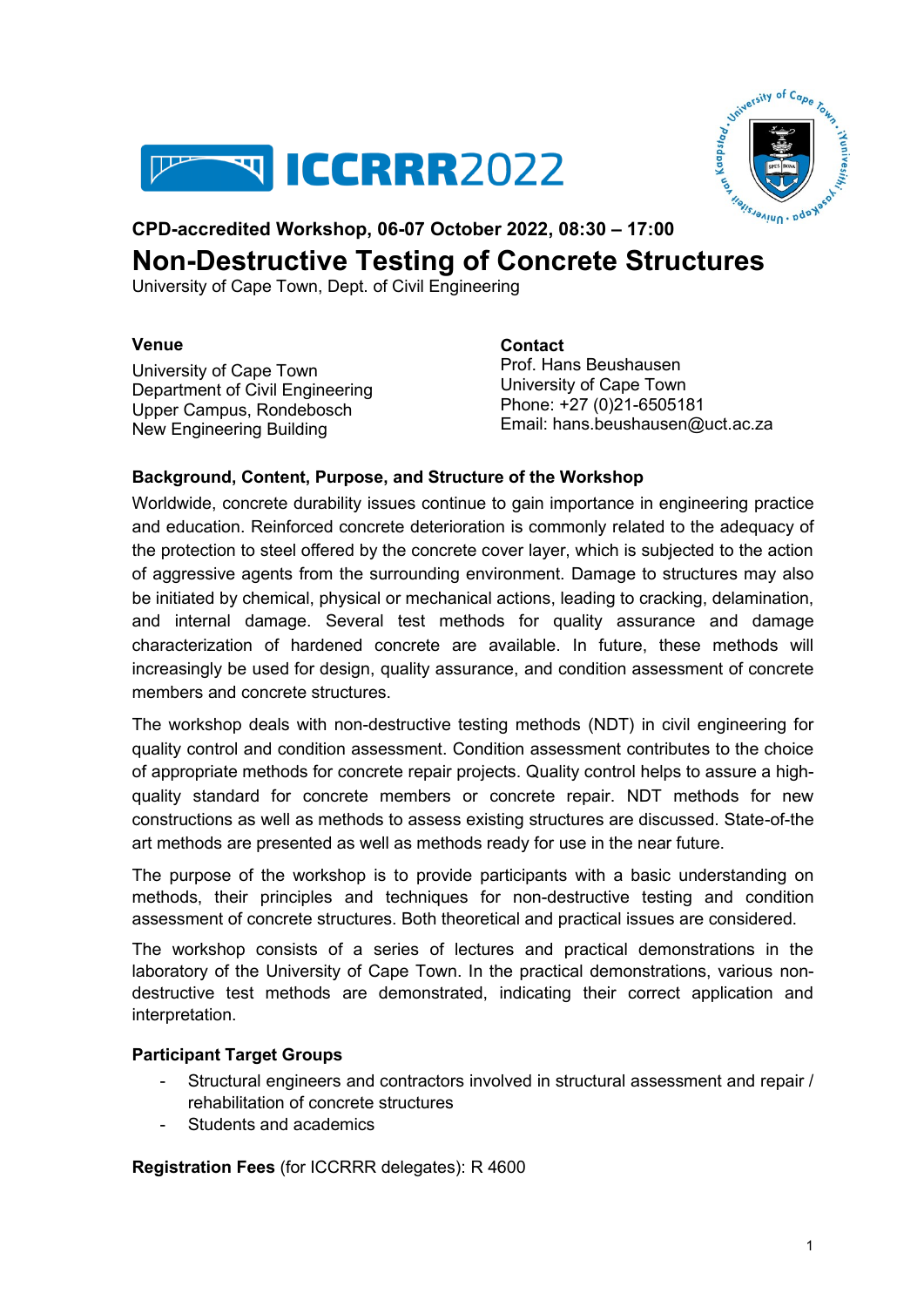ICCRRR2022

**CPD-accredited Workshop, 06-07 October 2022, 08:30 – 17:00**

# Non-Destructive Testing of Concrete Structures

University of Cape Town, Dept. of Civil Engineering

**Venue**

University of Cape Town
Department of Civil Engineering
Upper Campus, Rondebosch
New Engineering Building

**Contact**

Prof. Hans Beushausen
University of Cape Town
Phone: +27 (0)21-6505181
Email: hans.beushausen@uct.ac.za

### Background, Content, Purpose, and Structure of the Workshop

Worldwide, concrete durability issues continue to gain importance in engineering practice and education. Reinforced concrete deterioration is commonly related to the adequacy of the protection to steel offered by the concrete cover layer, which is subjected to the action of aggressive agents from the surrounding environment. Damage to structures may also be initiated by chemical, physical or mechanical actions, leading to cracking, delamination, and internal damage. Several test methods for quality assurance and damage characterization of hardened concrete are available. In future, these methods will increasingly be used for design, quality assurance, and condition assessment of concrete members and concrete structures.

The workshop deals with non-destructive testing methods (NDT) in civil engineering for quality control and condition assessment. Condition assessment contributes to the choice of appropriate methods for concrete repair projects. Quality control helps to assure a high-quality standard for concrete members or concrete repair. NDT methods for new constructions as well as methods to assess existing structures are discussed. State-of-the art methods are presented as well as methods ready for use in the near future.

The purpose of the workshop is to provide participants with a basic understanding on methods, their principles and techniques for non-destructive testing and condition assessment of concrete structures. Both theoretical and practical issues are considered.

The workshop consists of a series of lectures and practical demonstrations in the laboratory of the University of Cape Town. In the practical demonstrations, various non-destructive test methods are demonstrated, indicating their correct application and interpretation.

### Participant Target Groups

- Structural engineers and contractors involved in structural assessment and repair / rehabilitation of concrete structures
- Students and academics

**Registration Fees** (for ICCRRR delegates): R 4600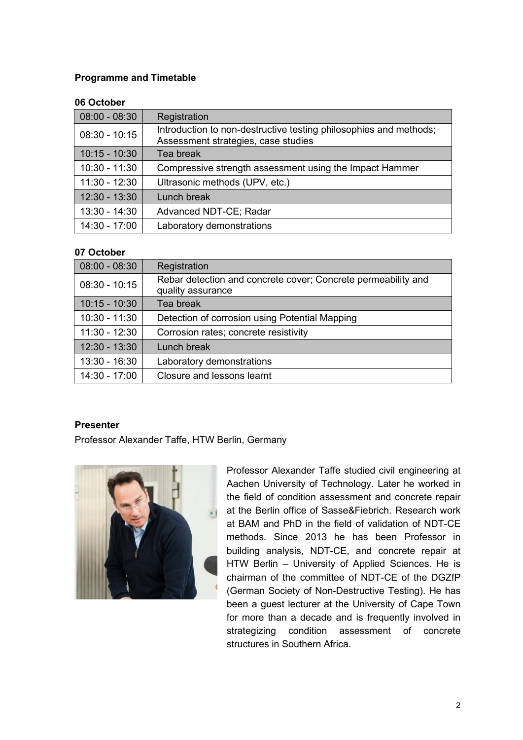**Programme and Timetable**

**06 October**

| | |
|---|---|
| 08:00 - 08:30 | Registration |
| 08:30 - 10:15 | Introduction to non-destructive testing philosophies and methods; Assessment strategies, case studies |
| 10:15 - 10:30 | Tea break |
| 10:30 - 11:30 | Compressive strength assessment using the Impact Hammer |
| 11:30 - 12:30 | Ultrasonic methods (UPV, etc.) |
| 12:30 - 13:30 | Lunch break |
| 13:30 - 14:30 | Advanced NDT-CE; Radar |
| 14:30 - 17:00 | Laboratory demonstrations |

**07 October**

| | |
|---|---|
| 08:00 - 08:30 | Registration |
| 08:30 - 10:15 | Rebar detection and concrete cover; Concrete permeability and quality assurance |
| 10:15 - 10:30 | Tea break |
| 10:30 - 11:30 | Detection of corrosion using Potential Mapping |
| 11:30 - 12:30 | Corrosion rates; concrete resistivity |
| 12:30 - 13:30 | Lunch break |
| 13:30 - 16:30 | Laboratory demonstrations |
| 14:30 - 17:00 | Closure and lessons learnt |

**Presenter**

Professor Alexander Taffe, HTW Berlin, Germany

Professor Alexander Taffe studied civil engineering at Aachen University of Technology. Later he worked in the field of condition assessment and concrete repair at the Berlin office of Sasse&Fiebrich. Research work at BAM and PhD in the field of validation of NDT-CE methods. Since 2013 he has been Professor in building analysis, NDT-CE, and concrete repair at HTW Berlin – University of Applied Sciences. He is chairman of the committee of NDT-CE of the DGZfP (German Society of Non-Destructive Testing). He has been a guest lecturer at the University of Cape Town for more than a decade and is frequently involved in strategizing condition assessment of concrete structures in Southern Africa.